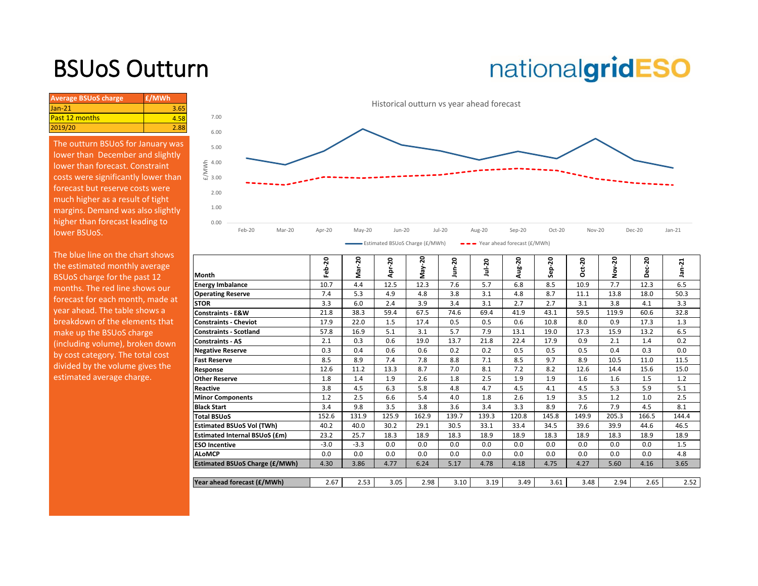# BSUoS Outturn

nationalgridESO

| Average BSUoS charge | £/MWh |
|---|---|
| Jan-21 | 3.65 |
| Past 12 months | 4.58 |
| 2019/20 | 2.88 |

The outturn BSUoS for January was lower than December and slightly lower than forecast. Constraint costs were significantly lower than forecast but reserve costs were much higher as a result of tight margins. Demand was also slightly higher than forecast leading to lower BSUoS.

The blue line on the chart shows the estimated monthly average BSUoS charge for the past 12 months. The red line shows our forecast for each month, made at year ahead. The table shows a breakdown of the elements that make up the BSUoS charge (including volume), broken down by cost category. The total cost divided by the volume gives the estimated average charge.

Historical outturn vs year ahead forecast

| Month | Feb-20 | Mar-20 | Apr-20 | May-20 | Jun-20 | Jul-20 | Aug-20 | Sep-20 | Oct-20 | Nov-20 | Dec-20 | Jan-21 |
|---|---|---|---|---|---|---|---|---|---|---|---|---|
| **Energy Imbalance** | 10.7 | 4.4 | 12.5 | 12.3 | 7.6 | 5.7 | 6.8 | 8.5 | 10.9 | 7.7 | 12.3 | 6.5 |
| **Operating Reserve** | 7.4 | 5.3 | 4.9 | 4.8 | 3.8 | 3.1 | 4.8 | 8.7 | 11.1 | 13.8 | 18.0 | 50.3 |
| **STOR** | 3.3 | 6.0 | 2.4 | 3.9 | 3.4 | 3.1 | 2.7 | 2.7 | 3.1 | 3.8 | 4.1 | 3.3 |
| **Constraints - E&W** | 21.8 | 38.3 | 59.4 | 67.5 | 74.6 | 69.4 | 41.9 | 43.1 | 59.5 | 119.9 | 60.6 | 32.8 |
| **Constraints - Cheviot** | 17.9 | 22.0 | 1.5 | 17.4 | 0.5 | 0.5 | 0.6 | 10.8 | 8.0 | 0.9 | 17.3 | 1.3 |
| **Constraints - Scotland** | 57.8 | 16.9 | 5.1 | 3.1 | 5.7 | 7.9 | 13.1 | 19.0 | 17.3 | 15.9 | 13.2 | 6.5 |
| **Constraints - AS** | 2.1 | 0.3 | 0.6 | 19.0 | 13.7 | 21.8 | 22.4 | 17.9 | 0.9 | 2.1 | 1.4 | 0.2 |
| **Negative Reserve** | 0.3 | 0.4 | 0.6 | 0.6 | 0.2 | 0.2 | 0.5 | 0.5 | 0.5 | 0.4 | 0.3 | 0.0 |
| **Fast Reserve** | 8.5 | 8.9 | 7.4 | 7.8 | 8.8 | 7.1 | 8.5 | 9.7 | 8.9 | 10.5 | 11.0 | 11.5 |
| **Response** | 12.6 | 11.2 | 13.3 | 8.7 | 7.0 | 8.1 | 7.2 | 8.2 | 12.6 | 14.4 | 15.6 | 15.0 |
| **Other Reserve** | 1.8 | 1.4 | 1.9 | 2.6 | 1.8 | 2.5 | 1.9 | 1.9 | 1.6 | 1.6 | 1.5 | 1.2 |
| **Reactive** | 3.8 | 4.5 | 6.3 | 5.8 | 4.8 | 4.7 | 4.5 | 4.1 | 4.5 | 5.3 | 5.9 | 5.1 |
| **Minor Components** | 1.2 | 2.5 | 6.6 | 5.4 | 4.0 | 1.8 | 2.6 | 1.9 | 3.5 | 1.2 | 1.0 | 2.5 |
| **Black Start** | 3.4 | 9.8 | 3.5 | 3.8 | 3.6 | 3.4 | 3.3 | 8.9 | 7.6 | 7.9 | 4.5 | 8.1 |
| **Total BSUoS** | 152.6 | 131.9 | 125.9 | 162.9 | 139.7 | 139.3 | 120.8 | 145.8 | 149.9 | 205.3 | 166.5 | 144.4 |
| **Estimated BSUoS Vol (TWh)** | 40.2 | 40.0 | 30.2 | 29.1 | 30.5 | 33.1 | 33.4 | 34.5 | 39.6 | 39.9 | 44.6 | 46.5 |
| **Estimated Internal BSUoS (£m)** | 23.2 | 25.7 | 18.3 | 18.9 | 18.3 | 18.9 | 18.9 | 18.3 | 18.9 | 18.3 | 18.9 | 18.9 |
| **ESO Incentive** | -3.0 | -3.3 | 0.0 | 0.0 | 0.0 | 0.0 | 0.0 | 0.0 | 0.0 | 0.0 | 0.0 | 1.5 |
| **ALoMCP** | 0.0 | 0.0 | 0.0 | 0.0 | 0.0 | 0.0 | 0.0 | 0.0 | 0.0 | 0.0 | 0.0 | 4.8 |
| **Estimated BSUoS Charge (£/MWh)** | 4.30 | 3.86 | 4.77 | 6.24 | 5.17 | 4.78 | 4.18 | 4.75 | 4.27 | 5.60 | 4.16 | 3.65 |
| **Year ahead forecast (£/MWh)** | 2.67 | 2.53 | 3.05 | 2.98 | 3.10 | 3.19 | 3.49 | 3.61 | 3.48 | 2.94 | 2.65 | 2.52 |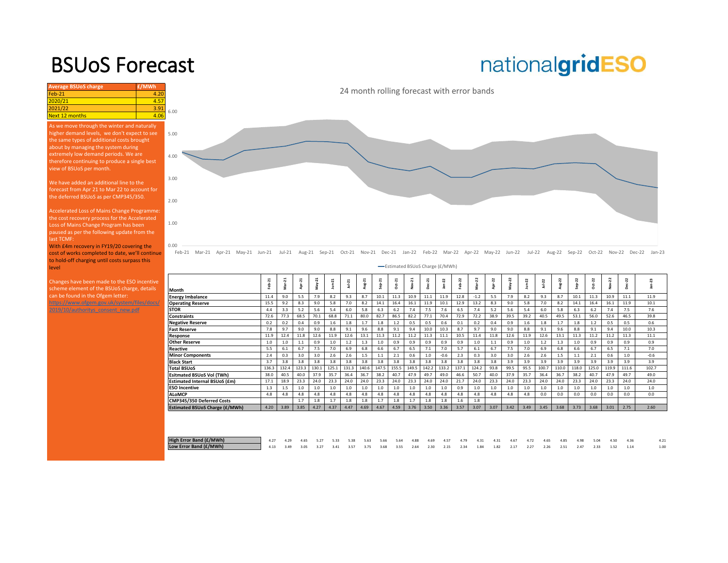# BSUoS Forecast

| Average BSUoS charge | £/MWh |
|---|---|
| Feb-21 | 4.20 |
| 2020/21 | 4.57 |
| 2021/22 | 3.91 |
| Next 12 months | 4.06 |

As we move through the winter and naturally higher demand levels, we don't expect to see the same types of additional costs brought about by managing the system during extremely low demand periods. We are therefore continuing to produce a single best view of BSUoS per month.

We have added an additional line to the forecast from Apr 21 to Mar 22 to account for the deferred BSUoS as per CMP345/350.

Accelerated Loss of Mains Change Programme: the cost recovery process for the Accelerated Loss of Mains Change Program has been paused as per the following update from the last TCMF:

With £4m recovery in FY19/20 covering the cost of works completed to date, we'll continue to hold-off charging until costs surpass this level

Changes have been made to the ESO incentive scheme element of the BSUoS charge, details can be found in the Ofgem letter: https://www.ofgem.gov.uk/system/files/docs/2019/10/authoritys_consent_new.pdf

24 month rolling forecast with error bands

Estimated BSUoS Charge (£/MWh)

| Month | Feb-21 | Mar-21 | Apr-21 | May-21 | Jun-21 | Jul-21 | Aug-21 | Sep-21 | Oct-21 | Nov-21 | Dec-21 | Jan-22 | Feb-22 | Mar-22 | Apr-22 | May-22 | Jun-22 | Jul-22 | Aug-22 | Sep-22 | Oct-22 | Nov-22 | Dec-22 | Jan-23 |
|---|---|---|---|---|---|---|---|---|---|---|---|---|---|---|---|---|---|---|---|---|---|---|---|---|
| Energy Imbalance | 11.4 | 9.0 | 5.5 | 7.9 | 8.2 | 9.3 | 8.7 | 10.1 | 11.3 | 10.9 | 11.1 | 11.9 | 12.8 | -1.2 | 5.5 | 7.9 | 8.2 | 9.3 | 8.7 | 10.1 | 11.3 | 10.9 | 11.1 | 11.9 |
| Operating Reserve | 15.5 | 9.2 | 8.3 | 9.0 | 5.8 | 7.0 | 8.2 | 14.1 | 16.4 | 16.1 | 11.9 | 10.1 | 12.9 | 13.2 | 8.3 | 9.0 | 5.8 | 7.0 | 8.2 | 14.1 | 16.4 | 16.1 | 11.9 | 10.1 |
| STOR | 4.4 | 3.3 | 5.2 | 5.6 | 5.4 | 6.0 | 5.8 | 6.3 | 6.2 | 7.4 | 7.5 | 7.6 | 6.5 | 7.4 | 5.2 | 5.6 | 5.4 | 6.0 | 5.8 | 6.3 | 6.2 | 7.4 | 7.5 | 7.6 |
| Constraints | 72.6 | 77.3 | 68.5 | 70.1 | 68.8 | 71.1 | 80.0 | 82.7 | 86.5 | 82.2 | 77.1 | 70.4 | 72.9 | 72.2 | 38.9 | 39.5 | 39.2 | 40.5 | 49.5 | 53.1 | 56.0 | 52.6 | 46.5 | 39.8 |
| Negative Reserve | 0.2 | 0.2 | 0.4 | 0.9 | 1.6 | 1.8 | 1.7 | 1.8 | 1.2 | 0.5 | 0.5 | 0.6 | 0.1 | 0.2 | 0.4 | 0.9 | 1.6 | 1.8 | 1.7 | 1.8 | 1.2 | 0.5 | 0.5 | 0.6 |
| Fast Reserve | 7.8 | 9.7 | 9.0 | 9.0 | 8.8 | 9.1 | 9.6 | 8.8 | 9.1 | 9.4 | 10.0 | 10.3 | 8.7 | 9.7 | 9.0 | 9.0 | 8.8 | 9.1 | 9.6 | 8.8 | 9.1 | 9.4 | 10.0 | 10.3 |
| Response | 11.9 | 12.4 | 11.8 | 12.6 | 11.9 | 12.6 | 13.1 | 11.3 | 11.2 | 11.2 | 11.3 | 11.1 | 10.5 | 11.4 | 11.8 | 12.6 | 11.9 | 12.6 | 13.1 | 11.3 | 11.2 | 11.2 | 11.3 | 11.1 |
| Other Reserve | 1.0 | 1.0 | 1.1 | 0.9 | 1.0 | 1.2 | 1.3 | 1.0 | 0.9 | 0.9 | 0.9 | 0.9 | 0.9 | 1.0 | 1.1 | 0.9 | 1.0 | 1.2 | 1.3 | 1.0 | 0.9 | 0.9 | 0.9 | 0.9 |
| Reactive | 5.5 | 6.1 | 6.7 | 7.5 | 7.0 | 6.9 | 6.8 | 6.6 | 6.7 | 6.5 | 7.1 | 7.0 | 5.7 | 6.1 | 6.7 | 7.5 | 7.0 | 6.9 | 6.8 | 6.6 | 6.7 | 6.5 | 7.1 | 7.0 |
| Minor Components | 2.4 | 0.3 | 3.0 | 3.0 | 2.6 | 2.6 | 1.5 | 1.1 | 2.1 | 0.6 | 1.0 | -0.6 | 2.3 | 0.3 | 3.0 | 3.0 | 2.6 | 2.6 | 1.5 | 1.1 | 2.1 | 0.6 | 1.0 | -0.6 |
| Black Start | 3.7 | 3.8 | 3.8 | 3.8 | 3.8 | 3.8 | 3.8 | 3.8 | 3.8 | 3.8 | 3.8 | 3.8 | 3.8 | 3.8 | 3.8 | 3.9 | 3.9 | 3.9 | 3.9 | 3.9 | 3.9 | 3.9 | 3.9 | 3.9 |
| Total BSUoS | 136.3 | 132.4 | 123.3 | 130.1 | 125.1 | 131.3 | 140.6 | 147.5 | 155.5 | 149.5 | 142.2 | 133.2 | 137.1 | 124.2 | 93.8 | 99.5 | 95.5 | 100.7 | 110.0 | 118.0 | 125.0 | 119.9 | 111.6 | 102.7 |
| Esitmated BSUoS Vol (TWh) | 38.0 | 40.5 | 40.0 | 37.9 | 35.7 | 36.4 | 36.7 | 38.2 | 40.7 | 47.9 | 49.7 | 49.0 | 46.6 | 50.7 | 40.0 | 37.9 | 35.7 | 36.4 | 36.7 | 38.2 | 40.7 | 47.9 | 49.7 | 49.0 |
| Estimated Internal BSUoS (£m) | 17.1 | 18.9 | 23.3 | 24.0 | 23.3 | 24.0 | 24.0 | 23.3 | 24.0 | 23.3 | 24.0 | 24.0 | 21.7 | 24.0 | 23.3 | 24.0 | 23.3 | 24.0 | 24.0 | 23.3 | 24.0 | 23.3 | 24.0 | 24.0 |
| ESO Incentive | 1.3 | 1.5 | 1.0 | 1.0 | 1.0 | 1.0 | 1.0 | 1.0 | 1.0 | 1.0 | 1.0 | 1.0 | 0.9 | 1.0 | 1.0 | 1.0 | 1.0 | 1.0 | 1.0 | 1.0 | 1.0 | 1.0 | 1.0 | 1.0 |
| ALoMCP | 4.8 | 4.8 | 4.8 | 4.8 | 4.8 | 4.8 | 4.8 | 4.8 | 4.8 | 4.8 | 4.8 | 4.8 | 4.8 | 4.8 | 4.8 | 4.8 | 4.8 | 0.0 | 0.0 | 0.0 | 0.0 | 0.0 | 0.0 | 0.0 |
| CMP345/350 Deferred Costs | | | 1.7 | 1.8 | 1.7 | 1.8 | 1.8 | 1.7 | 1.8 | 1.7 | 1.8 | 1.8 | 1.6 | 1.8 | | | | | | | | | | |
| Estimated BSUoS Charge (£/MWh) | 4.20 | 3.89 | 3.85 | 4.27 | 4.37 | 4.47 | 4.69 | 4.67 | 4.59 | 3.76 | 3.50 | 3.36 | 3.57 | 3.07 | 3.07 | 3.42 | 3.49 | 3.45 | 3.68 | 3.73 | 3.68 | 3.01 | 2.75 | 2.60 |
| High Error Band (£/MWh) | 4.27 | 4.29 | 4.65 | 5.27 | 5.33 | 5.38 | 5.63 | 5.66 | 5.64 | 4.88 | 4.69 | 4.57 | 4.79 | 4.31 | 4.31 | 4.67 | 4.72 | 4.65 | 4.85 | 4.98 | 5.04 | 4.50 | 4.36 | 4.21 |
| Low Error Band (£/MWh) | 4.13 | 3.49 | 3.05 | 3.27 | 3.41 | 3.57 | 3.75 | 3.68 | 3.55 | 2.64 | 2.30 | 2.15 | 2.34 | 1.84 | 1.82 | 2.17 | 2.27 | 2.26 | 2.51 | 2.47 | 2.33 | 1.52 | 1.14 | 1.00 |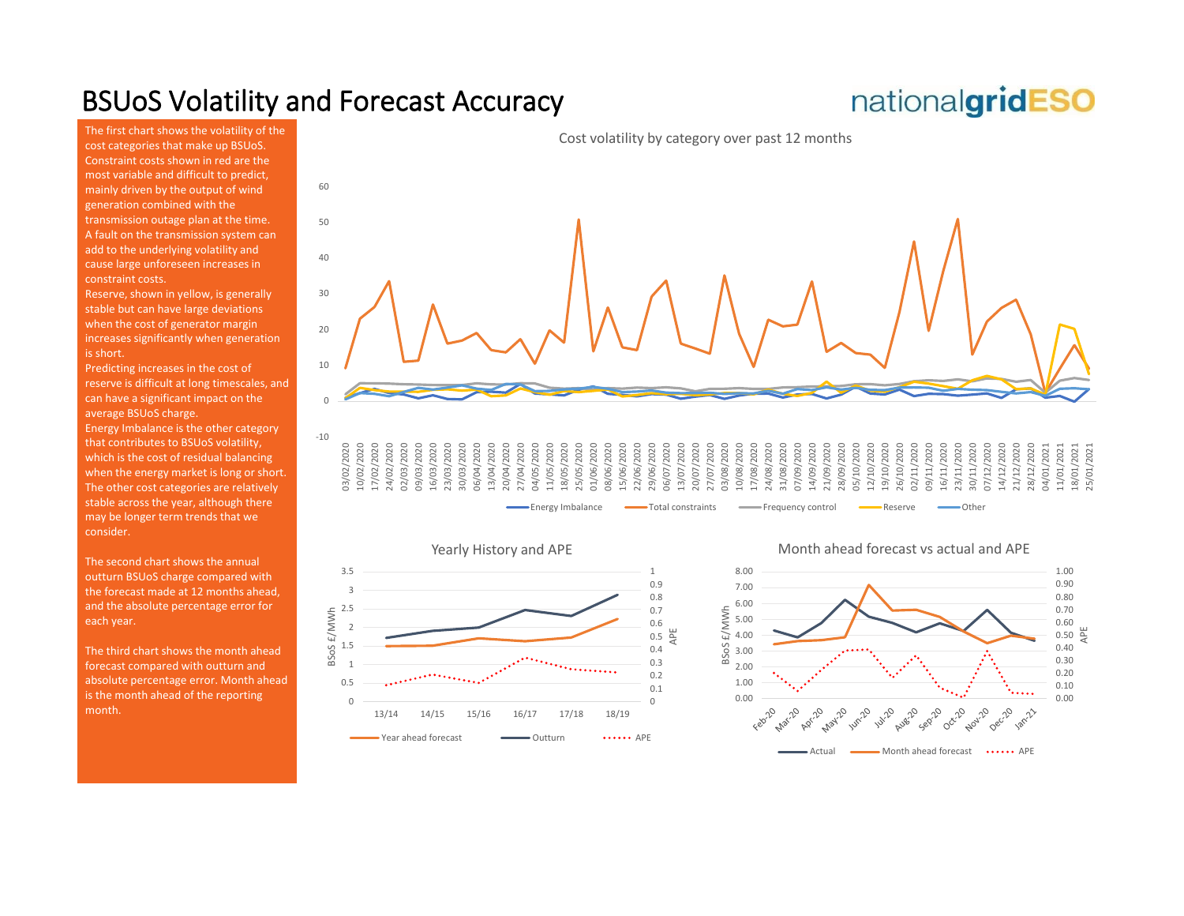# BSUoS Volatility and Forecast Accuracy

nationalgridESO

The first chart shows the volatility of the cost categories that make up BSUoS. Constraint costs shown in red are the most variable and difficult to predict, mainly driven by the output of wind generation combined with the transmission outage plan at the time. A fault on the transmission system can add to the underlying volatility and cause large unforeseen increases in constraint costs.

Reserve, shown in yellow, is generally stable but can have large deviations when the cost of generator margin increases significantly when generation is short.

Predicting increases in the cost of reserve is difficult at long timescales, and can have a significant impact on the average BSUoS charge.

Energy Imbalance is the other category that contributes to BSUoS volatility, which is the cost of residual balancing when the energy market is long or short. The other cost categories are relatively stable across the year, although there may be longer term trends that we consider.

The second chart shows the annual outturn BSUoS charge compared with the forecast made at 12 months ahead, and the absolute percentage error for each year.

The third chart shows the month ahead forecast compared with outturn and absolute percentage error. Month ahead is the month ahead of the reporting month.

Cost volatility by category over past 12 months

60
50
40
30
20
10
0
-10

03/02/2020 10/02/2020 17/02/2020 24/02/2020 02/03/2020 09/03/2020 16/03/2020 23/03/2020 30/03/2020 06/04/2020 13/04/2020 20/04/2020 27/04/2020 04/05/2020 11/05/2020 18/05/2020 25/05/2020 01/06/2020 08/06/2020 15/06/2020 22/06/2020 29/06/2020 06/07/2020 13/07/2020 20/07/2020 27/07/2020 03/08/2020 10/08/2020 17/08/2020 24/08/2020 31/08/2020 07/09/2020 14/09/2020 21/09/2020 28/09/2020 05/10/2020 12/10/2020 19/10/2020 26/10/2020 02/11/2020 09/11/2020 16/11/2020 23/11/2020 30/11/2020 07/12/2020 14/12/2020 21/12/2020 28/12/2020 04/01/2021 11/01/2021 18/01/2021 25/01/2021

Energy Imbalance — Total constraints — Frequency control — Reserve — Other

Yearly History and APE

BSoS £/MWh: 0, 0.5, 1, 1.5, 2, 2.5, 3, 3.5
APE: 0, 0.1, 0.2, 0.3, 0.4, 0.5, 0.6, 0.7, 0.8, 0.9, 1

13/14 14/15 15/16 16/17 17/18 18/19

Year ahead forecast — Outturn — APE

Month ahead forecast vs actual and APE

BSoS £/MWh: 0.00, 1.00, 2.00, 3.00, 4.00, 5.00, 6.00, 7.00, 8.00
APE: 0.00, 0.10, 0.20, 0.30, 0.40, 0.50, 0.60, 0.70, 0.80, 0.90, 1.00

Feb-20 Mar-20 Apr-20 May-20 Jun-20 Jul-20 Aug-20 Sep-20 Oct-20 Nov-20 Dec-20 Jan-21

Actual — Month ahead forecast — APE